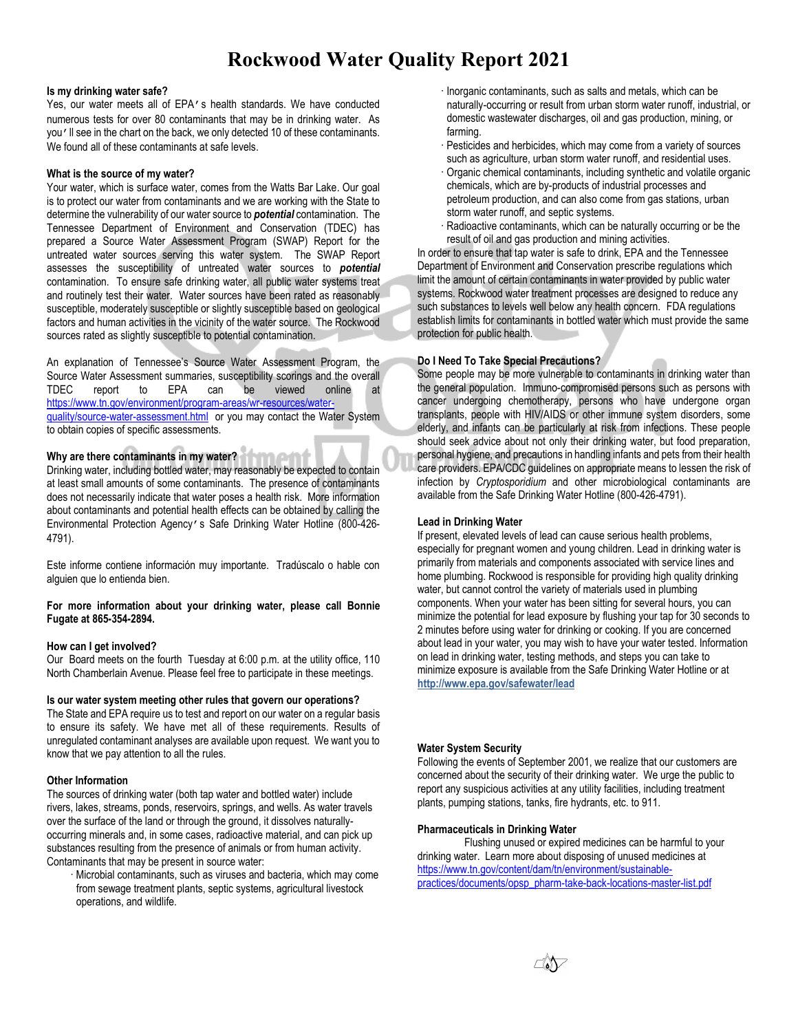# Rockwood Water Quality Report 2021

**Is my drinking water safe?**

Yes, our water meets all of EPA's health standards. We have conducted numerous tests for over 80 contaminants that may be in drinking water. As you'll see in the chart on the back, we only detected 10 of these contaminants. We found all of these contaminants at safe levels.

**What is the source of my water?**

Your water, which is surface water, comes from the Watts Bar Lake. Our goal is to protect our water from contaminants and we are working with the State to determine the vulnerability of our water source to ***potential*** contamination. The Tennessee Department of Environment and Conservation (TDEC) has prepared a Source Water Assessment Program (SWAP) Report for the untreated water sources serving this water system. The SWAP Report assesses the susceptibility of untreated water sources to ***potential*** contamination. To ensure safe drinking water, all public water systems treat and routinely test their water. Water sources have been rated as reasonably susceptible, moderately susceptible or slightly susceptible based on geological factors and human activities in the vicinity of the water source. The Rockwood sources rated as slightly susceptible to potential contamination.

An explanation of Tennessee's Source Water Assessment Program, the Source Water Assessment summaries, susceptibility scorings and the overall TDEC report to EPA can be viewed online at https://www.tn.gov/environment/program-areas/wr-resources/water-quality/source-water-assessment.html or you may contact the Water System to obtain copies of specific assessments.

**Why are there contaminants in my water?**

Drinking water, including bottled water, may reasonably be expected to contain at least small amounts of some contaminants. The presence of contaminants does not necessarily indicate that water poses a health risk. More information about contaminants and potential health effects can be obtained by calling the Environmental Protection Agency's Safe Drinking Water Hotline (800-426-4791).

Este informe contiene información muy importante. Tradúscalo o hable con alguien que lo entienda bien.

**For more information about your drinking water, please call Bonnie Fugate at 865-354-2894.**

**How can I get involved?**

Our Board meets on the fourth Tuesday at 6:00 p.m. at the utility office, 110 North Chamberlain Avenue. Please feel free to participate in these meetings.

**Is our water system meeting other rules that govern our operations?**

The State and EPA require us to test and report on our water on a regular basis to ensure its safety. We have met all of these requirements. Results of unregulated contaminant analyses are available upon request. We want you to know that we pay attention to all the rules.

**Other Information**

The sources of drinking water (both tap water and bottled water) include rivers, lakes, streams, ponds, reservoirs, springs, and wells. As water travels over the surface of the land or through the ground, it dissolves naturally-occurring minerals and, in some cases, radioactive material, and can pick up substances resulting from the presence of animals or from human activity. Contaminants that may be present in source water:

- Microbial contaminants, such as viruses and bacteria, which may come from sewage treatment plants, septic systems, agricultural livestock operations, and wildlife.
- Inorganic contaminants, such as salts and metals, which can be naturally-occurring or result from urban storm water runoff, industrial, or domestic wastewater discharges, oil and gas production, mining, or farming.
- Pesticides and herbicides, which may come from a variety of sources such as agriculture, urban storm water runoff, and residential uses.
- Organic chemical contaminants, including synthetic and volatile organic chemicals, which are by-products of industrial processes and petroleum production, and can also come from gas stations, urban storm water runoff, and septic systems.
- Radioactive contaminants, which can be naturally occurring or be the result of oil and gas production and mining activities.

In order to ensure that tap water is safe to drink, EPA and the Tennessee Department of Environment and Conservation prescribe regulations which limit the amount of certain contaminants in water provided by public water systems. Rockwood water treatment processes are designed to reduce any such substances to levels well below any health concern. FDA regulations establish limits for contaminants in bottled water which must provide the same protection for public health.

**Do I Need To Take Special Precautions?**

Some people may be more vulnerable to contaminants in drinking water than the general population. Immuno-compromised persons such as persons with cancer undergoing chemotherapy, persons who have undergone organ transplants, people with HIV/AIDS or other immune system disorders, some elderly, and infants can be particularly at risk from infections. These people should seek advice about not only their drinking water, but food preparation, personal hygiene, and precautions in handling infants and pets from their health care providers. EPA/CDC guidelines on appropriate means to lessen the risk of infection by *Cryptosporidium* and other microbiological contaminants are available from the Safe Drinking Water Hotline (800-426-4791).

**Lead in Drinking Water**

If present, elevated levels of lead can cause serious health problems, especially for pregnant women and young children. Lead in drinking water is primarily from materials and components associated with service lines and home plumbing. Rockwood is responsible for providing high quality drinking water, but cannot control the variety of materials used in plumbing components. When your water has been sitting for several hours, you can minimize the potential for lead exposure by flushing your tap for 30 seconds to 2 minutes before using water for drinking or cooking. If you are concerned about lead in your water, you may wish to have your water tested. Information on lead in drinking water, testing methods, and steps you can take to minimize exposure is available from the Safe Drinking Water Hotline or at **http://www.epa.gov/safewater/lead**

**Water System Security**

Following the events of September 2001, we realize that our customers are concerned about the security of their drinking water. We urge the public to report any suspicious activities at any utility facilities, including treatment plants, pumping stations, tanks, fire hydrants, etc. to 911.

**Pharmaceuticals in Drinking Water**

Flushing unused or expired medicines can be harmful to your drinking water. Learn more about disposing of unused medicines at https://www.tn.gov/content/dam/tn/environment/sustainable-practices/documents/opsp_pharm-take-back-locations-master-list.pdf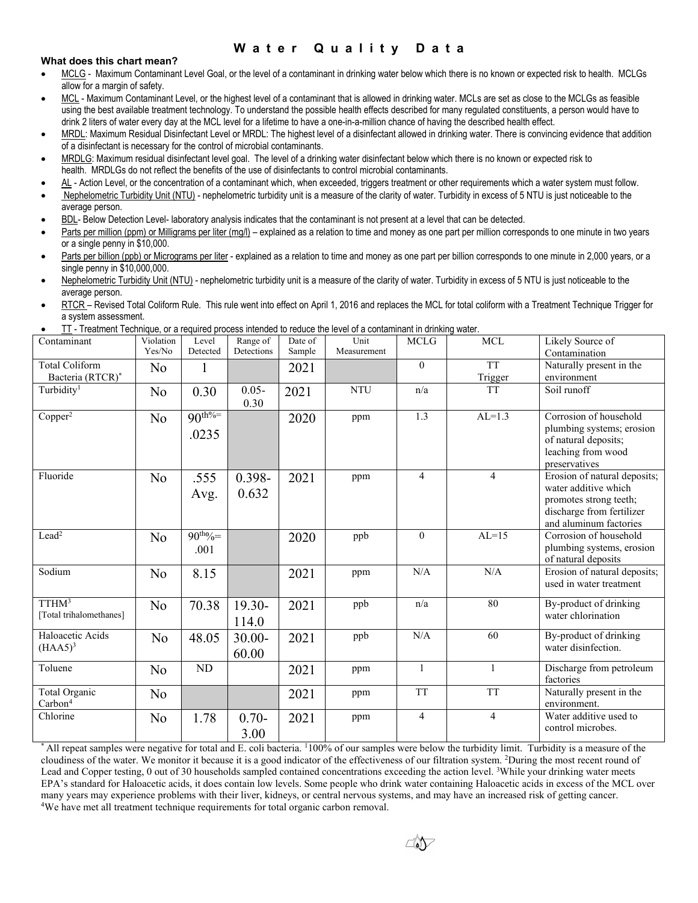# Water Quality Data

**What does this chart mean?**

- MCLG - Maximum Contaminant Level Goal, or the level of a contaminant in drinking water below which there is no known or expected risk to health. MCLGs allow for a margin of safety.
- MCL - Maximum Contaminant Level, or the highest level of a contaminant that is allowed in drinking water. MCLs are set as close to the MCLGs as feasible using the best available treatment technology. To understand the possible health effects described for many regulated constituents, a person would have to drink 2 liters of water every day at the MCL level for a lifetime to have a one-in-a-million chance of having the described health effect.
- MRDL: Maximum Residual Disinfectant Level or MRDL: The highest level of a disinfectant allowed in drinking water. There is convincing evidence that addition of a disinfectant is necessary for the control of microbial contaminants.
- MRDLG: Maximum residual disinfectant level goal. The level of a drinking water disinfectant below which there is no known or expected risk to health. MRDLGs do not reflect the benefits of the use of disinfectants to control microbial contaminants.
- AL - Action Level, or the concentration of a contaminant which, when exceeded, triggers treatment or other requirements which a water system must follow.
- Nephelometric Turbidity Unit (NTU) - nephelometric turbidity unit is a measure of the clarity of water. Turbidity in excess of 5 NTU is just noticeable to the average person.
- BDL- Below Detection Level- laboratory analysis indicates that the contaminant is not present at a level that can be detected.
- Parts per million (ppm) or Milligrams per liter (mg/l) – explained as a relation to time and money as one part per million corresponds to one minute in two years or a single penny in $10,000.
- Parts per billion (ppb) or Micrograms per liter - explained as a relation to time and money as one part per billion corresponds to one minute in 2,000 years, or a single penny in $10,000,000.
- Nephelometric Turbidity Unit (NTU) - nephelometric turbidity unit is a measure of the clarity of water. Turbidity in excess of 5 NTU is just noticeable to the average person.
- RTCR – Revised Total Coliform Rule. This rule went into effect on April 1, 2016 and replaces the MCL for total coliform with a Treatment Technique Trigger for a system assessment.
- TT - Treatment Technique, or a required process intended to reduce the level of a contaminant in drinking water.

| Contaminant | Violation Yes/No | Level Detected | Range of Detections | Date of Sample | Unit Measurement | MCLG | MCL | Likely Source of Contamination |
|---|---|---|---|---|---|---|---|---|
| Total Coliform Bacteria (RTCR)* | No | 1 | | 2021 | | 0 | TT Trigger | Naturally present in the environment |
| Turbidity[1] | No | 0.30 | 0.05-0.30 | 2021 | NTU | n/a | TT | Soil runoff |
| Copper[2] | No | 90th%= .0235 | | 2020 | ppm | 1.3 | AL=1.3 | Corrosion of household plumbing systems; erosion of natural deposits; leaching from wood preservatives |
| Fluoride | No | .555 Avg. | 0.398-0.632 | 2021 | ppm | 4 | 4 | Erosion of natural deposits; water additive which promotes strong teeth; discharge from fertilizer and aluminum factories |
| Lead[2] | No | 90th%= .001 | | 2020 | ppb | 0 | AL=15 | Corrosion of household plumbing systems, erosion of natural deposits |
| Sodium | No | 8.15 | | 2021 | ppm | N/A | N/A | Erosion of natural deposits; used in water treatment |
| TTHM[3] [Total trihalomethanes] | No | 70.38 | 19.30-114.0 | 2021 | ppb | n/a | 80 | By-product of drinking water chlorination |
| Haloacetic Acids (HAA5)[3] | No | 48.05 | 30.00-60.00 | 2021 | ppb | N/A | 60 | By-product of drinking water disinfection. |
| Toluene | No | ND | | 2021 | ppm | 1 | 1 | Discharge from petroleum factories |
| Total Organic Carbon[4] | No | | | 2021 | ppm | TT | TT | Naturally present in the environment. |
| Chlorine | No | 1.78 | 0.70-3.00 | 2021 | ppm | 4 | 4 | Water additive used to control microbes. |

* All repeat samples were negative for total and E. coli bacteria. [1]100% of our samples were below the turbidity limit. Turbidity is a measure of the cloudiness of the water. We monitor it because it is a good indicator of the effectiveness of our filtration system. [2]During the most recent round of Lead and Copper testing, 0 out of 30 households sampled contained concentrations exceeding the action level. [3]While your drinking water meets EPA's standard for Haloacetic acids, it does contain low levels. Some people who drink water containing Haloacetic acids in excess of the MCL over many years may experience problems with their liver, kidneys, or central nervous systems, and may have an increased risk of getting cancer. [4]We have met all treatment technique requirements for total organic carbon removal.